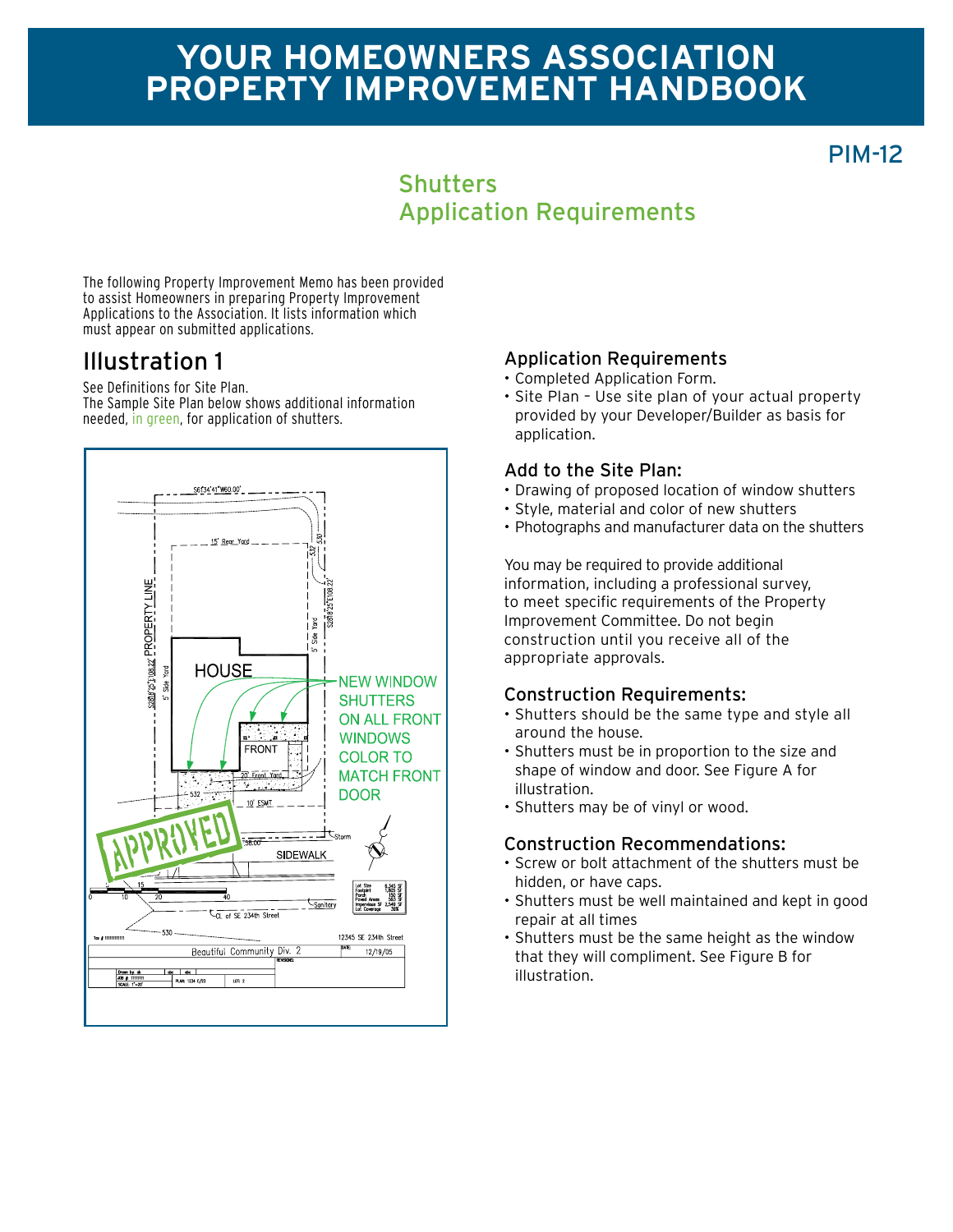# YOUR HOMEOWNERS ASSOCIATION PROPERTY IMPROVEMENT HANDBOOK

PIM-12

## Shutters
## Application Requirements

The following Property Improvement Memo has been provided to assist Homeowners in preparing Property Improvement Applications to the Association. It lists information which must appear on submitted applications.

## Illustration 1

See Definitions for Site Plan.
The Sample Site Plan below shows additional information needed, in green, for application of shutters.

NEW WINDOW SHUTTERS ON ALL FRONT WINDOWS COLOR TO MATCH FRONT DOOR

### Application Requirements

- Completed Application Form.
- Site Plan – Use site plan of your actual property provided by your Developer/Builder as basis for application.

### Add to the Site Plan:

- Drawing of proposed location of window shutters
- Style, material and color of new shutters
- Photographs and manufacturer data on the shutters

You may be required to provide additional information, including a professional survey, to meet specific requirements of the Property Improvement Committee. Do not begin construction until you receive all of the appropriate approvals.

### Construction Requirements:

- Shutters should be the same type and style all around the house.
- Shutters must be in proportion to the size and shape of window and door. See Figure A for illustration.
- Shutters may be of vinyl or wood.

### Construction Recommendations:

- Screw or bolt attachment of the shutters must be hidden, or have caps.
- Shutters must be well maintained and kept in good repair at all times
- Shutters must be the same height as the window that they will compliment. See Figure B for illustration.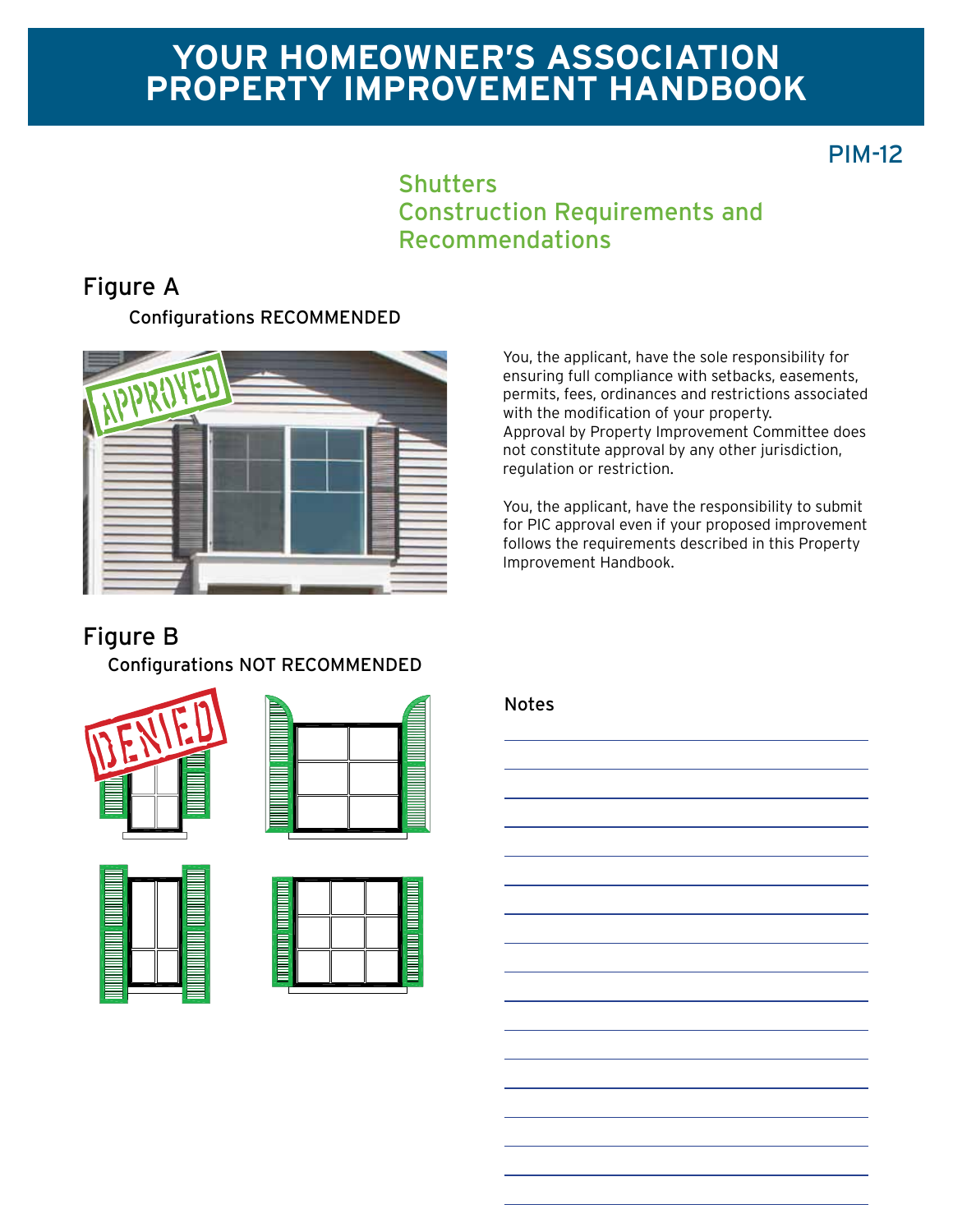# YOUR HOMEOWNER'S ASSOCIATION PROPERTY IMPROVEMENT HANDBOOK

PIM-12

## Shutters
## Construction Requirements and Recommendations

### Figure A

Configurations RECOMMENDED

APPROVED

You, the applicant, have the sole responsibility for ensuring full compliance with setbacks, easements, permits, fees, ordinances and restrictions associated with the modification of your property. Approval by Property Improvement Committee does not constitute approval by any other jurisdiction, regulation or restriction.

You, the applicant, have the responsibility to submit for PIC approval even if your proposed improvement follows the requirements described in this Property Improvement Handbook.

### Figure B

Configurations NOT RECOMMENDED

DENIED

Notes